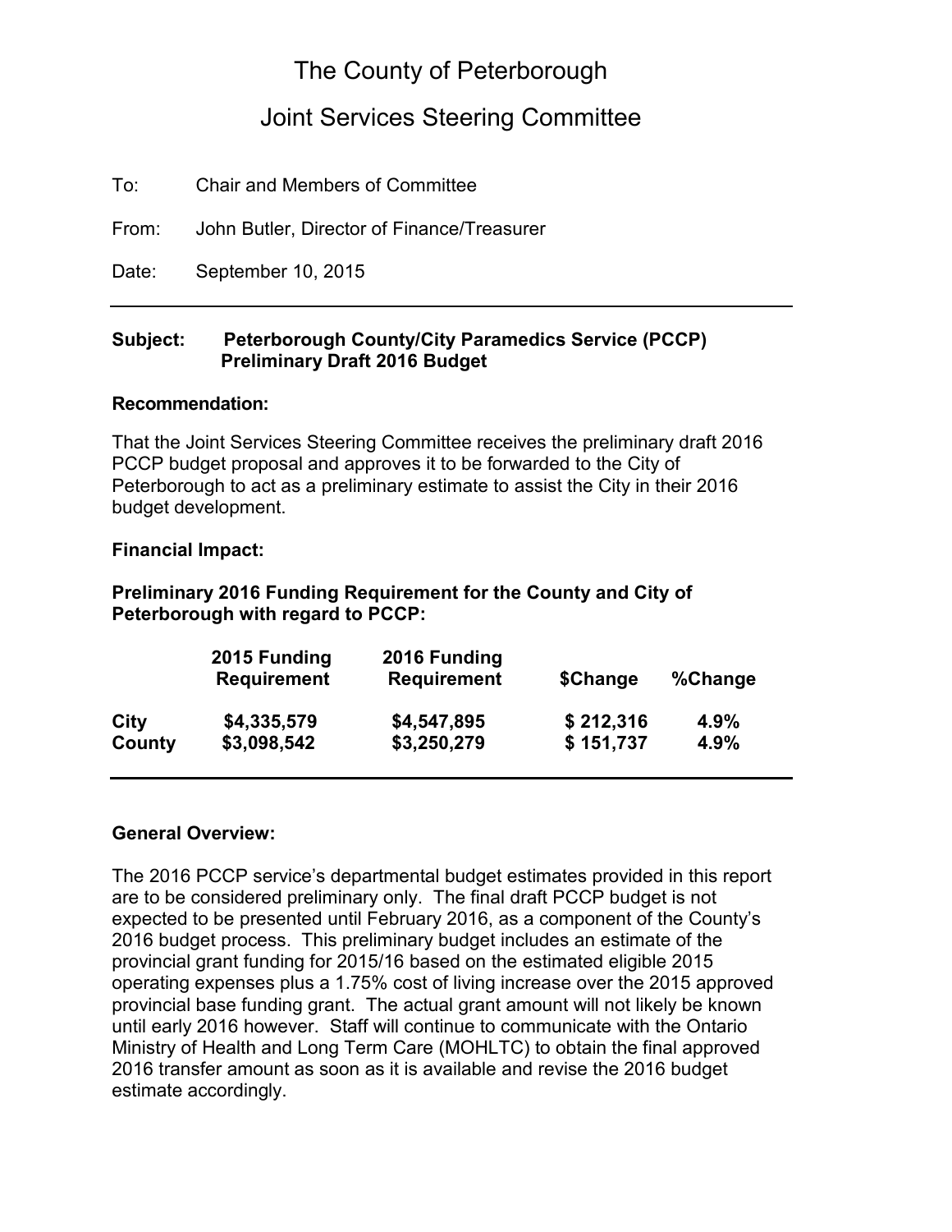# The County of Peterborough

## Joint Services Steering Committee

To: Chair and Members of Committee

From: John Butler, Director of Finance/Treasurer

Date: September 10, 2015

---

**Subject: Peterborough County/City Paramedics Service (PCCP) Preliminary Draft 2016 Budget**

**Recommendation:**

That the Joint Services Steering Committee receives the preliminary draft 2016 PCCP budget proposal and approves it to be forwarded to the City of Peterborough to act as a preliminary estimate to assist the City in their 2016 budget development.

**Financial Impact:**

**Preliminary 2016 Funding Requirement for the County and City of Peterborough with regard to PCCP:**

| | 2015 Funding Requirement | 2016 Funding Requirement | $Change | %Change |
|---|---|---|---|---|
| **City** | **$4,335,579** | **$4,547,895** | **$ 212,316** | **4.9%** |
| **County** | **$3,098,542** | **$3,250,279** | **$ 151,737** | **4.9%** |

---

**General Overview:**

The 2016 PCCP service's departmental budget estimates provided in this report are to be considered preliminary only. The final draft PCCP budget is not expected to be presented until February 2016, as a component of the County's 2016 budget process. This preliminary budget includes an estimate of the provincial grant funding for 2015/16 based on the estimated eligible 2015 operating expenses plus a 1.75% cost of living increase over the 2015 approved provincial base funding grant. The actual grant amount will not likely be known until early 2016 however. Staff will continue to communicate with the Ontario Ministry of Health and Long Term Care (MOHLTC) to obtain the final approved 2016 transfer amount as soon as it is available and revise the 2016 budget estimate accordingly.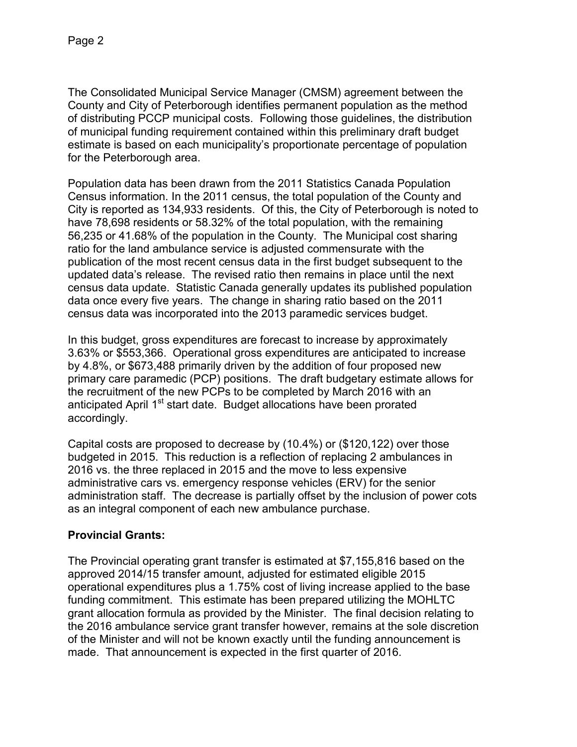The Consolidated Municipal Service Manager (CMSM) agreement between the County and City of Peterborough identifies permanent population as the method of distributing PCCP municipal costs. Following those guidelines, the distribution of municipal funding requirement contained within this preliminary draft budget estimate is based on each municipality's proportionate percentage of population for the Peterborough area.

Population data has been drawn from the 2011 Statistics Canada Population Census information. In the 2011 census, the total population of the County and City is reported as 134,933 residents. Of this, the City of Peterborough is noted to have 78,698 residents or 58.32% of the total population, with the remaining 56,235 or 41.68% of the population in the County. The Municipal cost sharing ratio for the land ambulance service is adjusted commensurate with the publication of the most recent census data in the first budget subsequent to the updated data's release. The revised ratio then remains in place until the next census data update. Statistic Canada generally updates its published population data once every five years. The change in sharing ratio based on the 2011 census data was incorporated into the 2013 paramedic services budget.

In this budget, gross expenditures are forecast to increase by approximately 3.63% or $553,366. Operational gross expenditures are anticipated to increase by 4.8%, or $673,488 primarily driven by the addition of four proposed new primary care paramedic (PCP) positions. The draft budgetary estimate allows for the recruitment of the new PCPs to be completed by March 2016 with an anticipated April 1st start date. Budget allocations have been prorated accordingly.

Capital costs are proposed to decrease by (10.4%) or ($120,122) over those budgeted in 2015. This reduction is a reflection of replacing 2 ambulances in 2016 vs. the three replaced in 2015 and the move to less expensive administrative cars vs. emergency response vehicles (ERV) for the senior administration staff. The decrease is partially offset by the inclusion of power cots as an integral component of each new ambulance purchase.

**Provincial Grants:**

The Provincial operating grant transfer is estimated at $7,155,816 based on the approved 2014/15 transfer amount, adjusted for estimated eligible 2015 operational expenditures plus a 1.75% cost of living increase applied to the base funding commitment. This estimate has been prepared utilizing the MOHLTC grant allocation formula as provided by the Minister. The final decision relating to the 2016 ambulance service grant transfer however, remains at the sole discretion of the Minister and will not be known exactly until the funding announcement is made. That announcement is expected in the first quarter of 2016.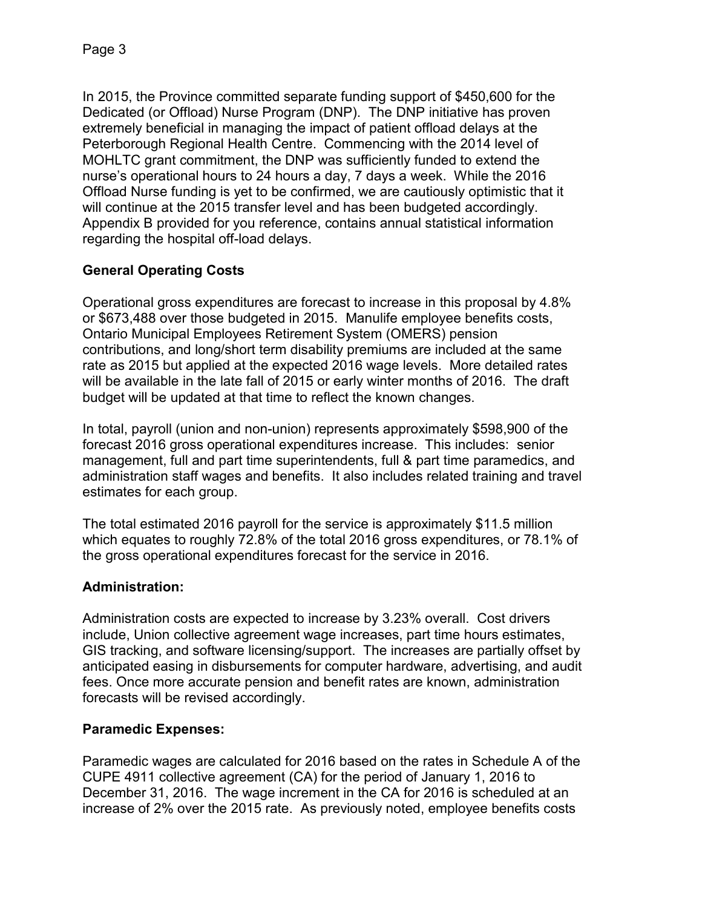In 2015, the Province committed separate funding support of $450,600 for the Dedicated (or Offload) Nurse Program (DNP). The DNP initiative has proven extremely beneficial in managing the impact of patient offload delays at the Peterborough Regional Health Centre. Commencing with the 2014 level of MOHLTC grant commitment, the DNP was sufficiently funded to extend the nurse's operational hours to 24 hours a day, 7 days a week. While the 2016 Offload Nurse funding is yet to be confirmed, we are cautiously optimistic that it will continue at the 2015 transfer level and has been budgeted accordingly. Appendix B provided for you reference, contains annual statistical information regarding the hospital off-load delays.

**General Operating Costs**

Operational gross expenditures are forecast to increase in this proposal by 4.8% or $673,488 over those budgeted in 2015. Manulife employee benefits costs, Ontario Municipal Employees Retirement System (OMERS) pension contributions, and long/short term disability premiums are included at the same rate as 2015 but applied at the expected 2016 wage levels. More detailed rates will be available in the late fall of 2015 or early winter months of 2016. The draft budget will be updated at that time to reflect the known changes.

In total, payroll (union and non-union) represents approximately $598,900 of the forecast 2016 gross operational expenditures increase. This includes: senior management, full and part time superintendents, full & part time paramedics, and administration staff wages and benefits. It also includes related training and travel estimates for each group.

The total estimated 2016 payroll for the service is approximately $11.5 million which equates to roughly 72.8% of the total 2016 gross expenditures, or 78.1% of the gross operational expenditures forecast for the service in 2016.

**Administration:**

Administration costs are expected to increase by 3.23% overall. Cost drivers include, Union collective agreement wage increases, part time hours estimates, GIS tracking, and software licensing/support. The increases are partially offset by anticipated easing in disbursements for computer hardware, advertising, and audit fees. Once more accurate pension and benefit rates are known, administration forecasts will be revised accordingly.

**Paramedic Expenses:**

Paramedic wages are calculated for 2016 based on the rates in Schedule A of the CUPE 4911 collective agreement (CA) for the period of January 1, 2016 to December 31, 2016. The wage increment in the CA for 2016 is scheduled at an increase of 2% over the 2015 rate. As previously noted, employee benefits costs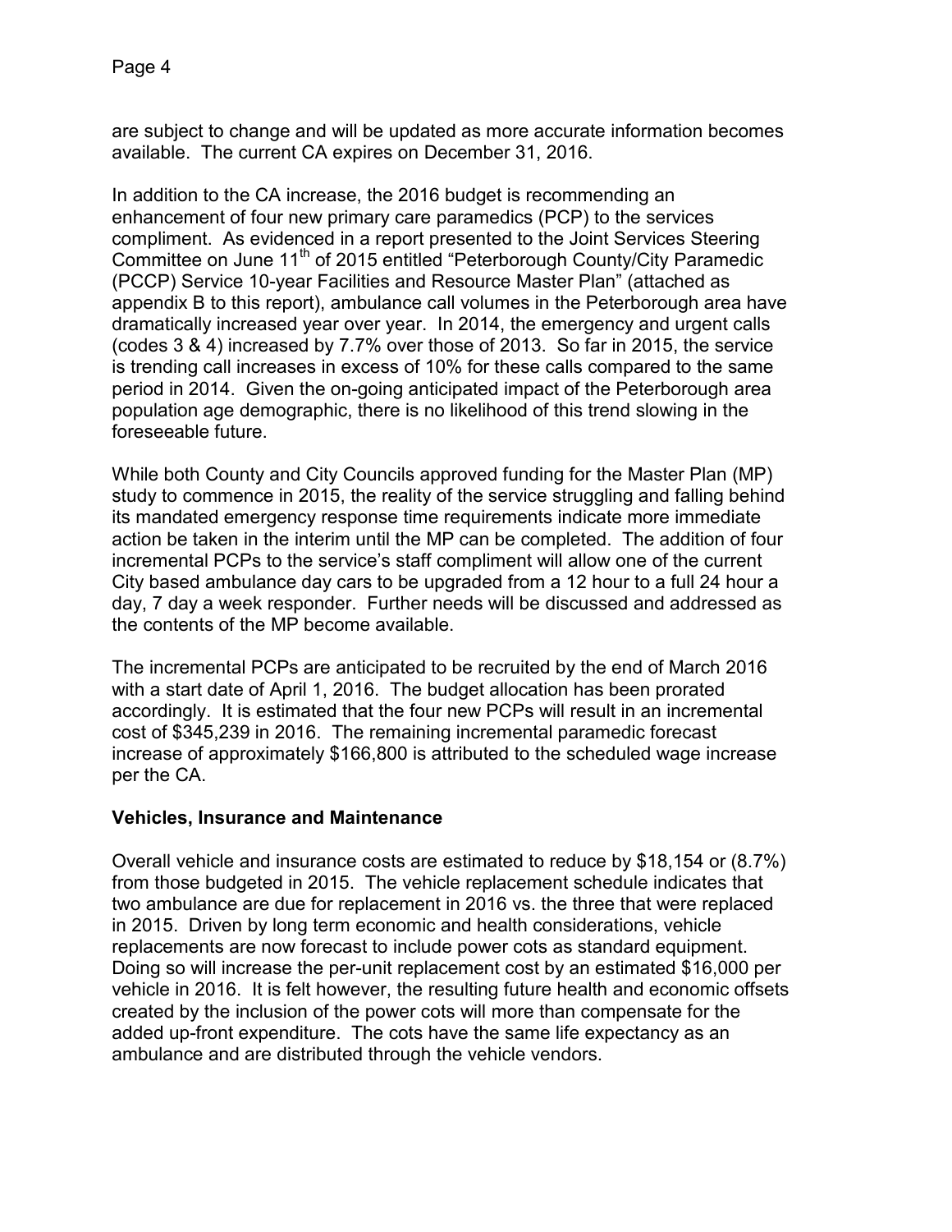are subject to change and will be updated as more accurate information becomes available. The current CA expires on December 31, 2016.

In addition to the CA increase, the 2016 budget is recommending an enhancement of four new primary care paramedics (PCP) to the services compliment. As evidenced in a report presented to the Joint Services Steering Committee on June 11th of 2015 entitled "Peterborough County/City Paramedic (PCCP) Service 10-year Facilities and Resource Master Plan" (attached as appendix B to this report), ambulance call volumes in the Peterborough area have dramatically increased year over year. In 2014, the emergency and urgent calls (codes 3 & 4) increased by 7.7% over those of 2013. So far in 2015, the service is trending call increases in excess of 10% for these calls compared to the same period in 2014. Given the on-going anticipated impact of the Peterborough area population age demographic, there is no likelihood of this trend slowing in the foreseeable future.

While both County and City Councils approved funding for the Master Plan (MP) study to commence in 2015, the reality of the service struggling and falling behind its mandated emergency response time requirements indicate more immediate action be taken in the interim until the MP can be completed. The addition of four incremental PCPs to the service's staff compliment will allow one of the current City based ambulance day cars to be upgraded from a 12 hour to a full 24 hour a day, 7 day a week responder. Further needs will be discussed and addressed as the contents of the MP become available.

The incremental PCPs are anticipated to be recruited by the end of March 2016 with a start date of April 1, 2016. The budget allocation has been prorated accordingly. It is estimated that the four new PCPs will result in an incremental cost of $345,239 in 2016. The remaining incremental paramedic forecast increase of approximately $166,800 is attributed to the scheduled wage increase per the CA.

**Vehicles, Insurance and Maintenance**

Overall vehicle and insurance costs are estimated to reduce by $18,154 or (8.7%) from those budgeted in 2015. The vehicle replacement schedule indicates that two ambulance are due for replacement in 2016 vs. the three that were replaced in 2015. Driven by long term economic and health considerations, vehicle replacements are now forecast to include power cots as standard equipment. Doing so will increase the per-unit replacement cost by an estimated $16,000 per vehicle in 2016. It is felt however, the resulting future health and economic offsets created by the inclusion of the power cots will more than compensate for the added up-front expenditure. The cots have the same life expectancy as an ambulance and are distributed through the vehicle vendors.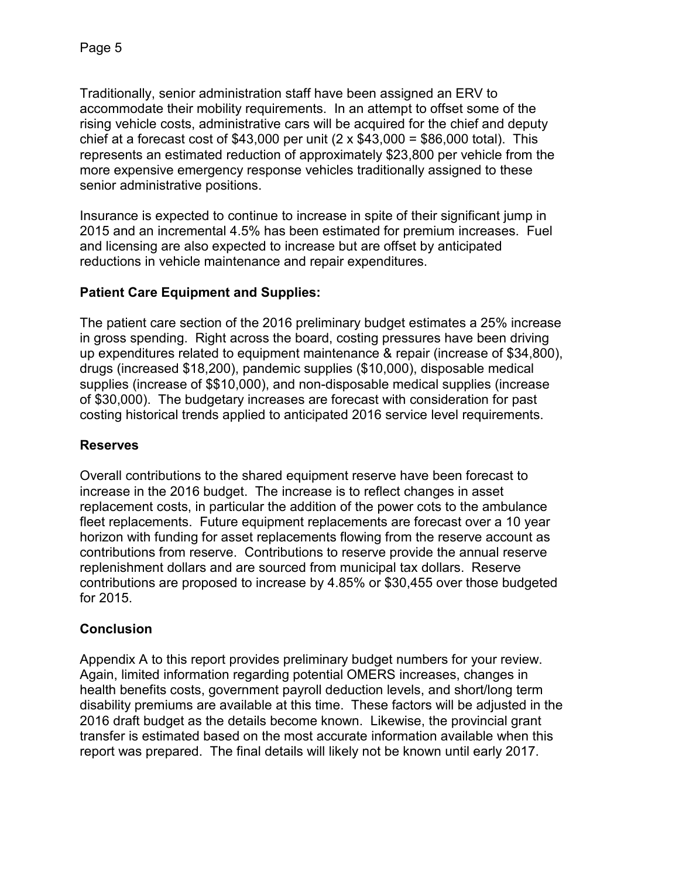Traditionally, senior administration staff have been assigned an ERV to accommodate their mobility requirements. In an attempt to offset some of the rising vehicle costs, administrative cars will be acquired for the chief and deputy chief at a forecast cost of $43,000 per unit (2 x $43,000 = $86,000 total). This represents an estimated reduction of approximately $23,800 per vehicle from the more expensive emergency response vehicles traditionally assigned to these senior administrative positions.

Insurance is expected to continue to increase in spite of their significant jump in 2015 and an incremental 4.5% has been estimated for premium increases. Fuel and licensing are also expected to increase but are offset by anticipated reductions in vehicle maintenance and repair expenditures.

**Patient Care Equipment and Supplies:**

The patient care section of the 2016 preliminary budget estimates a 25% increase in gross spending. Right across the board, costing pressures have been driving up expenditures related to equipment maintenance & repair (increase of $34,800), drugs (increased $18,200), pandemic supplies ($10,000), disposable medical supplies (increase of $$10,000), and non-disposable medical supplies (increase of $30,000). The budgetary increases are forecast with consideration for past costing historical trends applied to anticipated 2016 service level requirements.

**Reserves**

Overall contributions to the shared equipment reserve have been forecast to increase in the 2016 budget. The increase is to reflect changes in asset replacement costs, in particular the addition of the power cots to the ambulance fleet replacements. Future equipment replacements are forecast over a 10 year horizon with funding for asset replacements flowing from the reserve account as contributions from reserve. Contributions to reserve provide the annual reserve replenishment dollars and are sourced from municipal tax dollars. Reserve contributions are proposed to increase by 4.85% or $30,455 over those budgeted for 2015.

**Conclusion**

Appendix A to this report provides preliminary budget numbers for your review. Again, limited information regarding potential OMERS increases, changes in health benefits costs, government payroll deduction levels, and short/long term disability premiums are available at this time. These factors will be adjusted in the 2016 draft budget as the details become known. Likewise, the provincial grant transfer is estimated based on the most accurate information available when this report was prepared. The final details will likely not be known until early 2017.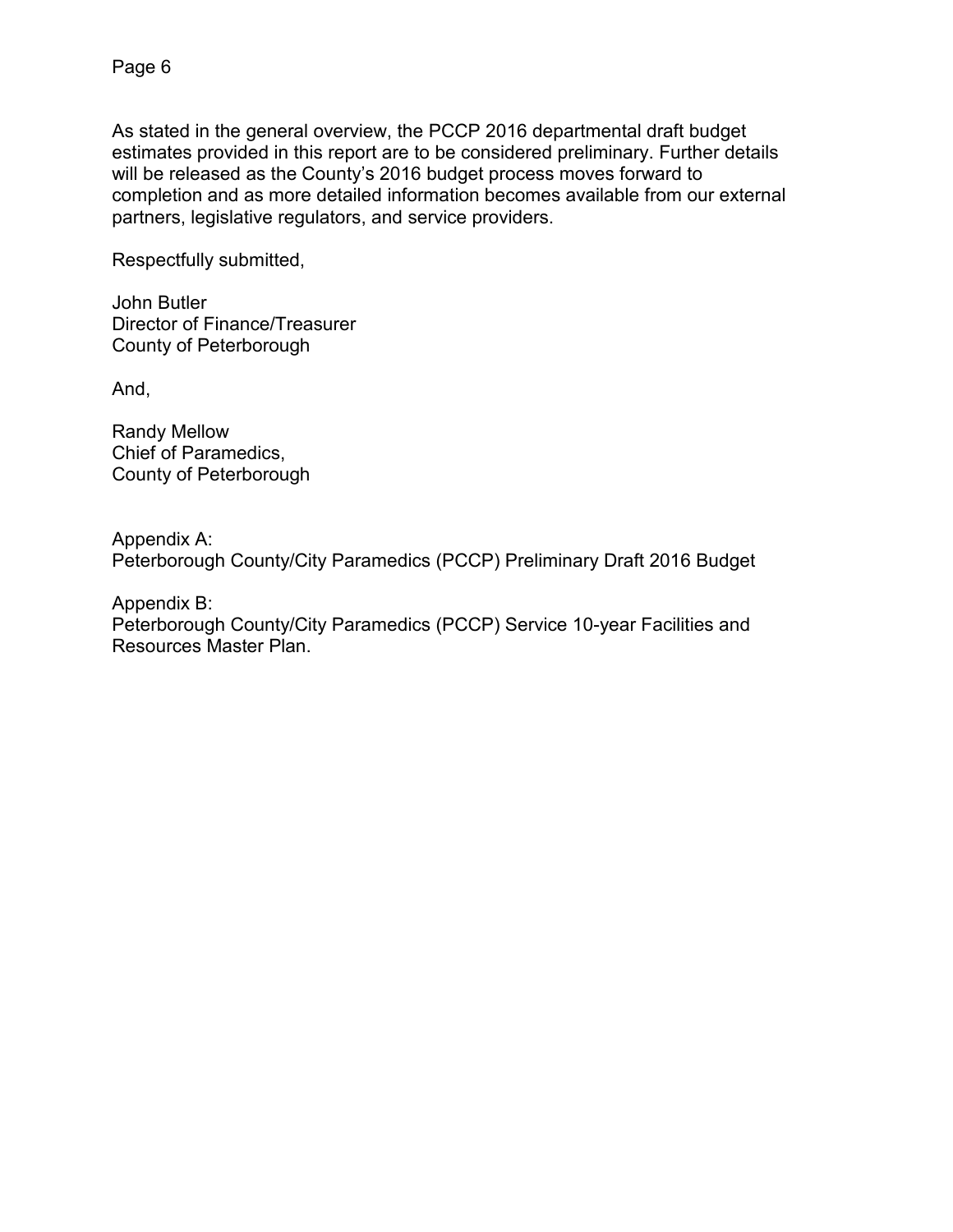As stated in the general overview, the PCCP 2016 departmental draft budget estimates provided in this report are to be considered preliminary. Further details will be released as the County's 2016 budget process moves forward to completion and as more detailed information becomes available from our external partners, legislative regulators, and service providers.

Respectfully submitted,

John Butler
Director of Finance/Treasurer
County of Peterborough

And,

Randy Mellow
Chief of Paramedics,
County of Peterborough

Appendix A:
Peterborough County/City Paramedics (PCCP) Preliminary Draft 2016 Budget

Appendix B:
Peterborough County/City Paramedics (PCCP) Service 10-year Facilities and Resources Master Plan.